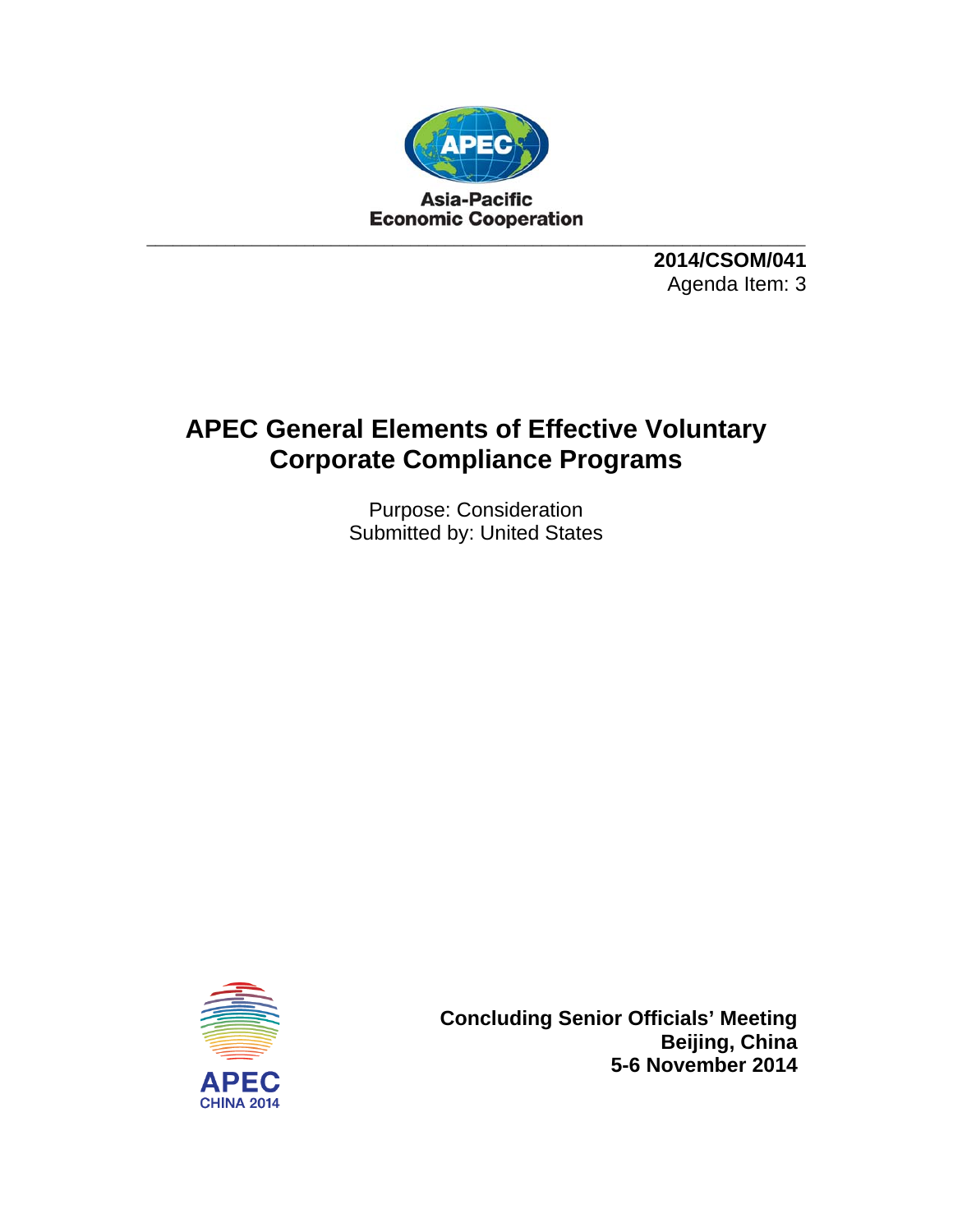Asia-Pacific
Economic Cooperation

**2014/CSOM/041**
Agenda Item: 3

# APEC General Elements of Effective Voluntary Corporate Compliance Programs

Purpose: Consideration
Submitted by: United States

APEC
CHINA 2014

**Concluding Senior Officials' Meeting**
**Beijing, China**
**5-6 November 2014**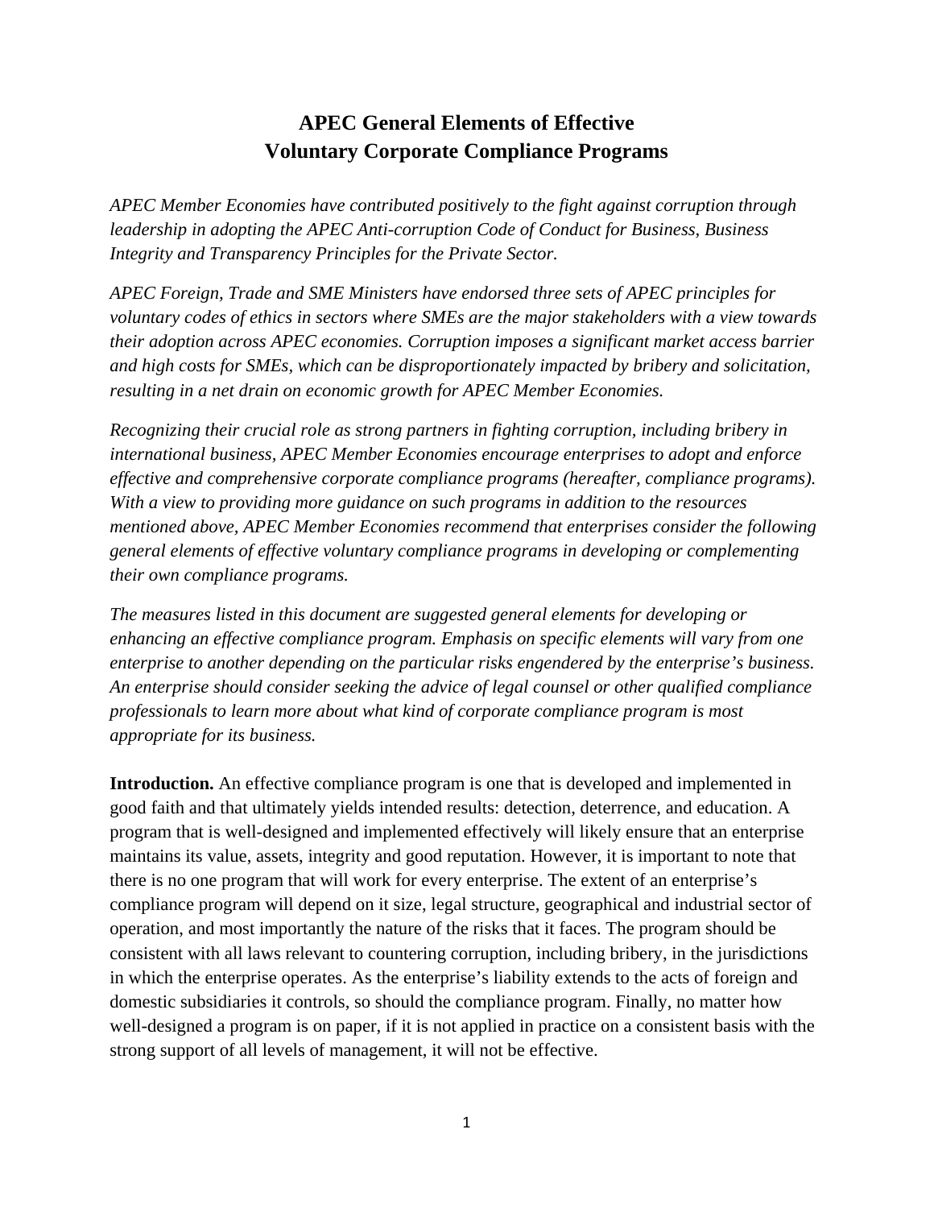# APEC General Elements of Effective Voluntary Corporate Compliance Programs

*APEC Member Economies have contributed positively to the fight against corruption through leadership in adopting the APEC Anti-corruption Code of Conduct for Business, Business Integrity and Transparency Principles for the Private Sector.*

*APEC Foreign, Trade and SME Ministers have endorsed three sets of APEC principles for voluntary codes of ethics in sectors where SMEs are the major stakeholders with a view towards their adoption across APEC economies. Corruption imposes a significant market access barrier and high costs for SMEs, which can be disproportionately impacted by bribery and solicitation, resulting in a net drain on economic growth for APEC Member Economies.*

*Recognizing their crucial role as strong partners in fighting corruption, including bribery in international business, APEC Member Economies encourage enterprises to adopt and enforce effective and comprehensive corporate compliance programs (hereafter, compliance programs). With a view to providing more guidance on such programs in addition to the resources mentioned above, APEC Member Economies recommend that enterprises consider the following general elements of effective voluntary compliance programs in developing or complementing their own compliance programs.*

*The measures listed in this document are suggested general elements for developing or enhancing an effective compliance program. Emphasis on specific elements will vary from one enterprise to another depending on the particular risks engendered by the enterprise's business. An enterprise should consider seeking the advice of legal counsel or other qualified compliance professionals to learn more about what kind of corporate compliance program is most appropriate for its business.*

**Introduction.** An effective compliance program is one that is developed and implemented in good faith and that ultimately yields intended results: detection, deterrence, and education. A program that is well-designed and implemented effectively will likely ensure that an enterprise maintains its value, assets, integrity and good reputation. However, it is important to note that there is no one program that will work for every enterprise. The extent of an enterprise's compliance program will depend on it size, legal structure, geographical and industrial sector of operation, and most importantly the nature of the risks that it faces. The program should be consistent with all laws relevant to countering corruption, including bribery, in the jurisdictions in which the enterprise operates. As the enterprise's liability extends to the acts of foreign and domestic subsidiaries it controls, so should the compliance program. Finally, no matter how well-designed a program is on paper, if it is not applied in practice on a consistent basis with the strong support of all levels of management, it will not be effective.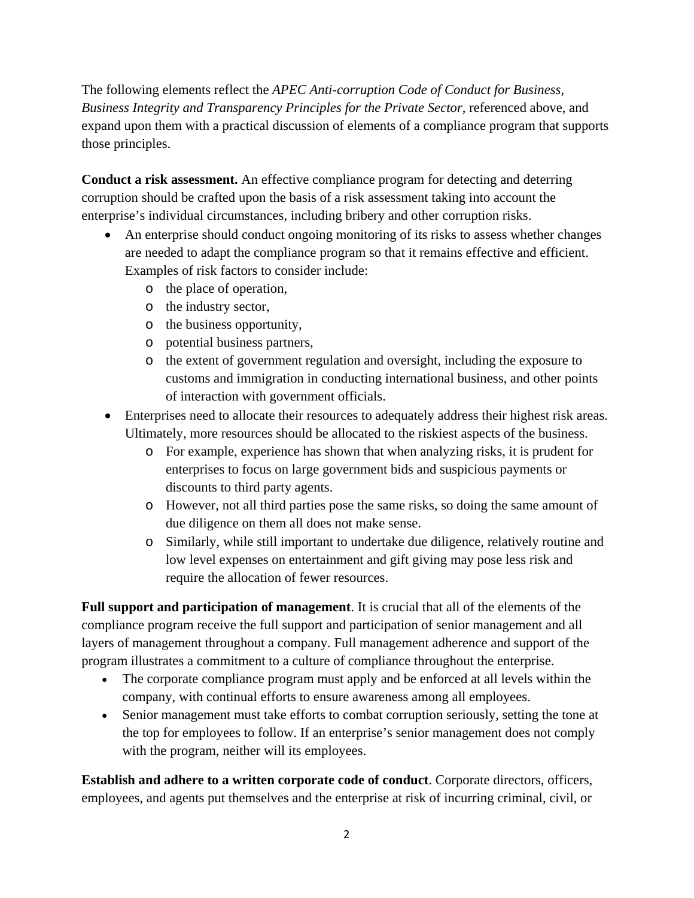The following elements reflect the *APEC Anti-corruption Code of Conduct for Business*, *Business Integrity and Transparency Principles for the Private Sector*, referenced above, and expand upon them with a practical discussion of elements of a compliance program that supports those principles.

**Conduct a risk assessment.** An effective compliance program for detecting and deterring corruption should be crafted upon the basis of a risk assessment taking into account the enterprise's individual circumstances, including bribery and other corruption risks.

- An enterprise should conduct ongoing monitoring of its risks to assess whether changes are needed to adapt the compliance program so that it remains effective and efficient. Examples of risk factors to consider include:
  - the place of operation,
  - the industry sector,
  - the business opportunity,
  - potential business partners,
  - the extent of government regulation and oversight, including the exposure to customs and immigration in conducting international business, and other points of interaction with government officials.
- Enterprises need to allocate their resources to adequately address their highest risk areas. Ultimately, more resources should be allocated to the riskiest aspects of the business.
  - For example, experience has shown that when analyzing risks, it is prudent for enterprises to focus on large government bids and suspicious payments or discounts to third party agents.
  - However, not all third parties pose the same risks, so doing the same amount of due diligence on them all does not make sense.
  - Similarly, while still important to undertake due diligence, relatively routine and low level expenses on entertainment and gift giving may pose less risk and require the allocation of fewer resources.

**Full support and participation of management**. It is crucial that all of the elements of the compliance program receive the full support and participation of senior management and all layers of management throughout a company. Full management adherence and support of the program illustrates a commitment to a culture of compliance throughout the enterprise.

- The corporate compliance program must apply and be enforced at all levels within the company, with continual efforts to ensure awareness among all employees.
- Senior management must take efforts to combat corruption seriously, setting the tone at the top for employees to follow. If an enterprise's senior management does not comply with the program, neither will its employees.

**Establish and adhere to a written corporate code of conduct**. Corporate directors, officers, employees, and agents put themselves and the enterprise at risk of incurring criminal, civil, or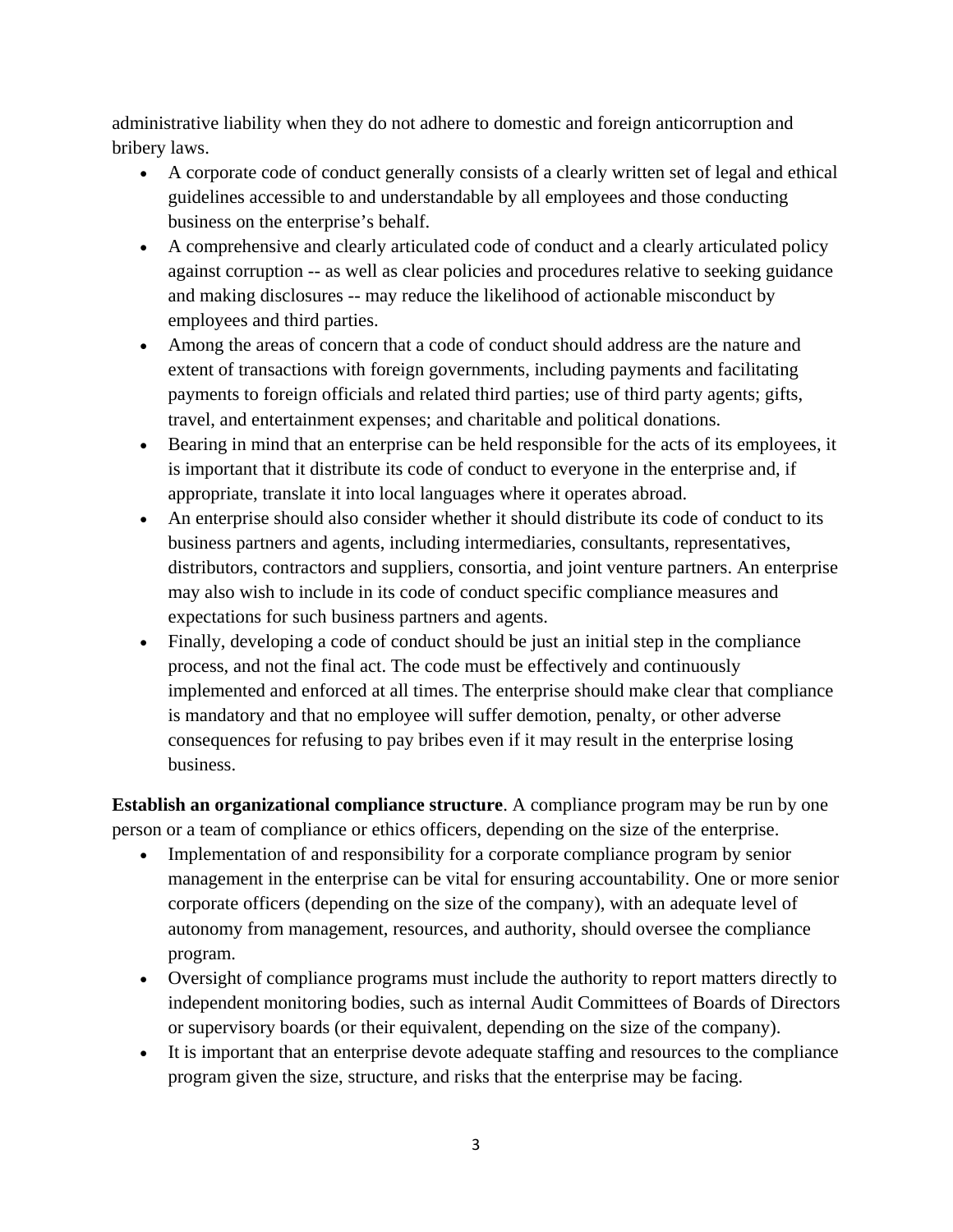administrative liability when they do not adhere to domestic and foreign anticorruption and bribery laws.

- A corporate code of conduct generally consists of a clearly written set of legal and ethical guidelines accessible to and understandable by all employees and those conducting business on the enterprise's behalf.
- A comprehensive and clearly articulated code of conduct and a clearly articulated policy against corruption -- as well as clear policies and procedures relative to seeking guidance and making disclosures -- may reduce the likelihood of actionable misconduct by employees and third parties.
- Among the areas of concern that a code of conduct should address are the nature and extent of transactions with foreign governments, including payments and facilitating payments to foreign officials and related third parties; use of third party agents; gifts, travel, and entertainment expenses; and charitable and political donations.
- Bearing in mind that an enterprise can be held responsible for the acts of its employees, it is important that it distribute its code of conduct to everyone in the enterprise and, if appropriate, translate it into local languages where it operates abroad.
- An enterprise should also consider whether it should distribute its code of conduct to its business partners and agents, including intermediaries, consultants, representatives, distributors, contractors and suppliers, consortia, and joint venture partners. An enterprise may also wish to include in its code of conduct specific compliance measures and expectations for such business partners and agents.
- Finally, developing a code of conduct should be just an initial step in the compliance process, and not the final act. The code must be effectively and continuously implemented and enforced at all times. The enterprise should make clear that compliance is mandatory and that no employee will suffer demotion, penalty, or other adverse consequences for refusing to pay bribes even if it may result in the enterprise losing business.

**Establish an organizational compliance structure**. A compliance program may be run by one person or a team of compliance or ethics officers, depending on the size of the enterprise.

- Implementation of and responsibility for a corporate compliance program by senior management in the enterprise can be vital for ensuring accountability. One or more senior corporate officers (depending on the size of the company), with an adequate level of autonomy from management, resources, and authority, should oversee the compliance program.
- Oversight of compliance programs must include the authority to report matters directly to independent monitoring bodies, such as internal Audit Committees of Boards of Directors or supervisory boards (or their equivalent, depending on the size of the company).
- It is important that an enterprise devote adequate staffing and resources to the compliance program given the size, structure, and risks that the enterprise may be facing.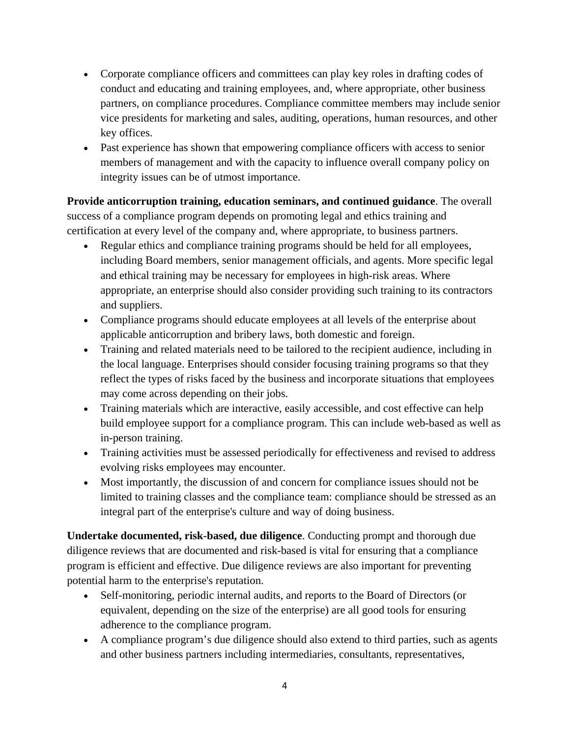- Corporate compliance officers and committees can play key roles in drafting codes of conduct and educating and training employees, and, where appropriate, other business partners, on compliance procedures. Compliance committee members may include senior vice presidents for marketing and sales, auditing, operations, human resources, and other key offices.
- Past experience has shown that empowering compliance officers with access to senior members of management and with the capacity to influence overall company policy on integrity issues can be of utmost importance.

**Provide anticorruption training, education seminars, and continued guidance**. The overall success of a compliance program depends on promoting legal and ethics training and certification at every level of the company and, where appropriate, to business partners.

- Regular ethics and compliance training programs should be held for all employees, including Board members, senior management officials, and agents. More specific legal and ethical training may be necessary for employees in high-risk areas. Where appropriate, an enterprise should also consider providing such training to its contractors and suppliers.
- Compliance programs should educate employees at all levels of the enterprise about applicable anticorruption and bribery laws, both domestic and foreign.
- Training and related materials need to be tailored to the recipient audience, including in the local language. Enterprises should consider focusing training programs so that they reflect the types of risks faced by the business and incorporate situations that employees may come across depending on their jobs.
- Training materials which are interactive, easily accessible, and cost effective can help build employee support for a compliance program. This can include web-based as well as in-person training.
- Training activities must be assessed periodically for effectiveness and revised to address evolving risks employees may encounter.
- Most importantly, the discussion of and concern for compliance issues should not be limited to training classes and the compliance team: compliance should be stressed as an integral part of the enterprise's culture and way of doing business.

**Undertake documented, risk-based, due diligence**. Conducting prompt and thorough due diligence reviews that are documented and risk-based is vital for ensuring that a compliance program is efficient and effective. Due diligence reviews are also important for preventing potential harm to the enterprise's reputation.

- Self-monitoring, periodic internal audits, and reports to the Board of Directors (or equivalent, depending on the size of the enterprise) are all good tools for ensuring adherence to the compliance program.
- A compliance program's due diligence should also extend to third parties, such as agents and other business partners including intermediaries, consultants, representatives,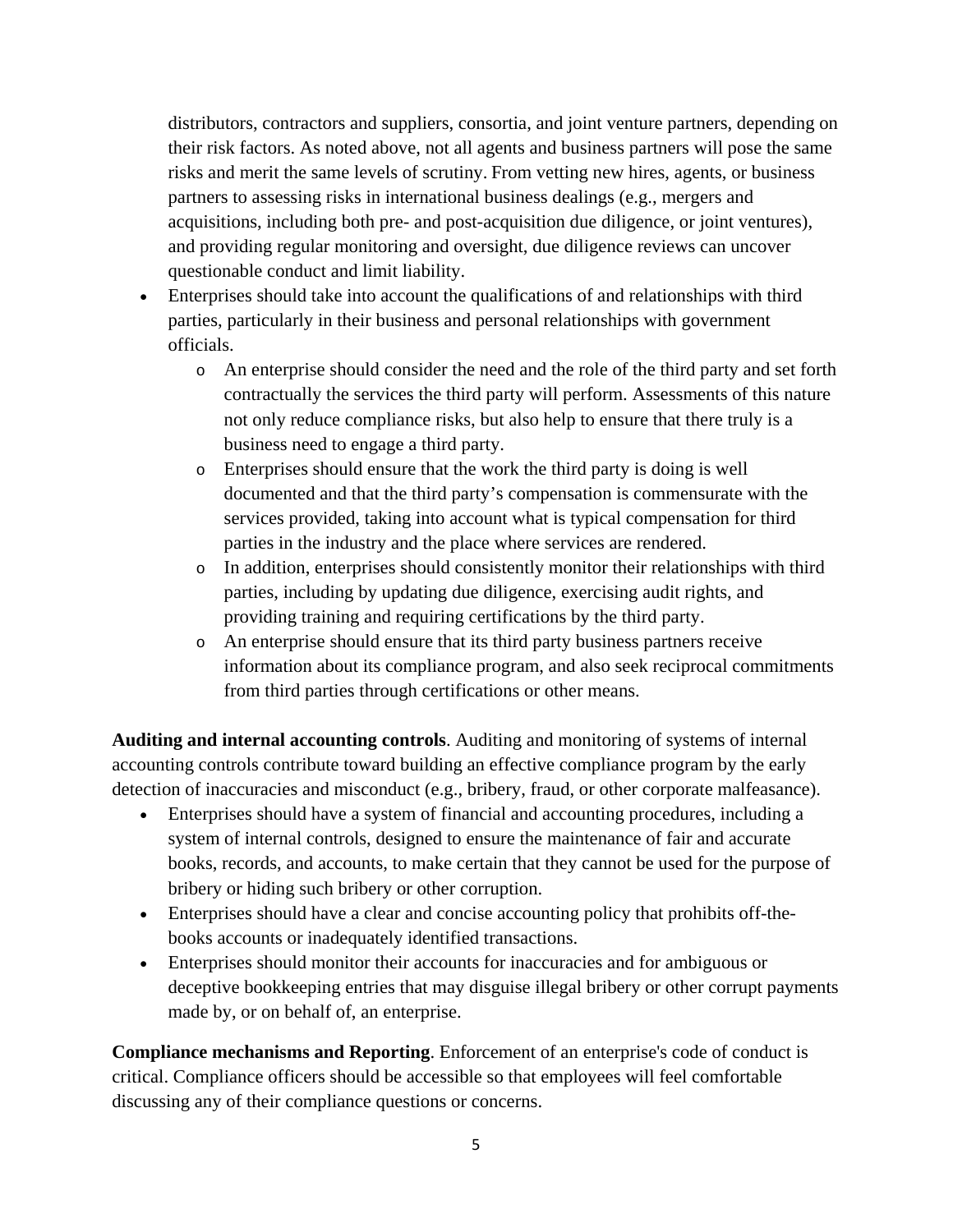distributors, contractors and suppliers, consortia, and joint venture partners, depending on their risk factors. As noted above, not all agents and business partners will pose the same risks and merit the same levels of scrutiny. From vetting new hires, agents, or business partners to assessing risks in international business dealings (e.g., mergers and acquisitions, including both pre- and post-acquisition due diligence, or joint ventures), and providing regular monitoring and oversight, due diligence reviews can uncover questionable conduct and limit liability.

- Enterprises should take into account the qualifications of and relationships with third parties, particularly in their business and personal relationships with government officials.
  - An enterprise should consider the need and the role of the third party and set forth contractually the services the third party will perform. Assessments of this nature not only reduce compliance risks, but also help to ensure that there truly is a business need to engage a third party.
  - Enterprises should ensure that the work the third party is doing is well documented and that the third party's compensation is commensurate with the services provided, taking into account what is typical compensation for third parties in the industry and the place where services are rendered.
  - In addition, enterprises should consistently monitor their relationships with third parties, including by updating due diligence, exercising audit rights, and providing training and requiring certifications by the third party.
  - An enterprise should ensure that its third party business partners receive information about its compliance program, and also seek reciprocal commitments from third parties through certifications or other means.

**Auditing and internal accounting controls**. Auditing and monitoring of systems of internal accounting controls contribute toward building an effective compliance program by the early detection of inaccuracies and misconduct (e.g., bribery, fraud, or other corporate malfeasance).

- Enterprises should have a system of financial and accounting procedures, including a system of internal controls, designed to ensure the maintenance of fair and accurate books, records, and accounts, to make certain that they cannot be used for the purpose of bribery or hiding such bribery or other corruption.
- Enterprises should have a clear and concise accounting policy that prohibits off-the-books accounts or inadequately identified transactions.
- Enterprises should monitor their accounts for inaccuracies and for ambiguous or deceptive bookkeeping entries that may disguise illegal bribery or other corrupt payments made by, or on behalf of, an enterprise.

**Compliance mechanisms and Reporting**. Enforcement of an enterprise's code of conduct is critical. Compliance officers should be accessible so that employees will feel comfortable discussing any of their compliance questions or concerns.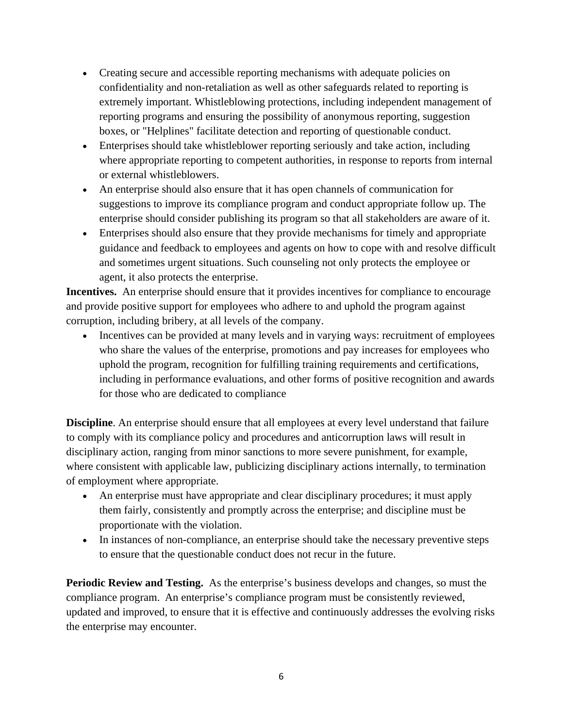- Creating secure and accessible reporting mechanisms with adequate policies on confidentiality and non-retaliation as well as other safeguards related to reporting is extremely important. Whistleblowing protections, including independent management of reporting programs and ensuring the possibility of anonymous reporting, suggestion boxes, or "Helplines" facilitate detection and reporting of questionable conduct.
- Enterprises should take whistleblower reporting seriously and take action, including where appropriate reporting to competent authorities, in response to reports from internal or external whistleblowers.
- An enterprise should also ensure that it has open channels of communication for suggestions to improve its compliance program and conduct appropriate follow up. The enterprise should consider publishing its program so that all stakeholders are aware of it.
- Enterprises should also ensure that they provide mechanisms for timely and appropriate guidance and feedback to employees and agents on how to cope with and resolve difficult and sometimes urgent situations. Such counseling not only protects the employee or agent, it also protects the enterprise.

**Incentives.** An enterprise should ensure that it provides incentives for compliance to encourage and provide positive support for employees who adhere to and uphold the program against corruption, including bribery, at all levels of the company.

- Incentives can be provided at many levels and in varying ways: recruitment of employees who share the values of the enterprise, promotions and pay increases for employees who uphold the program, recognition for fulfilling training requirements and certifications, including in performance evaluations, and other forms of positive recognition and awards for those who are dedicated to compliance

**Discipline**. An enterprise should ensure that all employees at every level understand that failure to comply with its compliance policy and procedures and anticorruption laws will result in disciplinary action, ranging from minor sanctions to more severe punishment, for example, where consistent with applicable law, publicizing disciplinary actions internally, to termination of employment where appropriate.

- An enterprise must have appropriate and clear disciplinary procedures; it must apply them fairly, consistently and promptly across the enterprise; and discipline must be proportionate with the violation.
- In instances of non-compliance, an enterprise should take the necessary preventive steps to ensure that the questionable conduct does not recur in the future.

**Periodic Review and Testing.** As the enterprise's business develops and changes, so must the compliance program. An enterprise's compliance program must be consistently reviewed, updated and improved, to ensure that it is effective and continuously addresses the evolving risks the enterprise may encounter.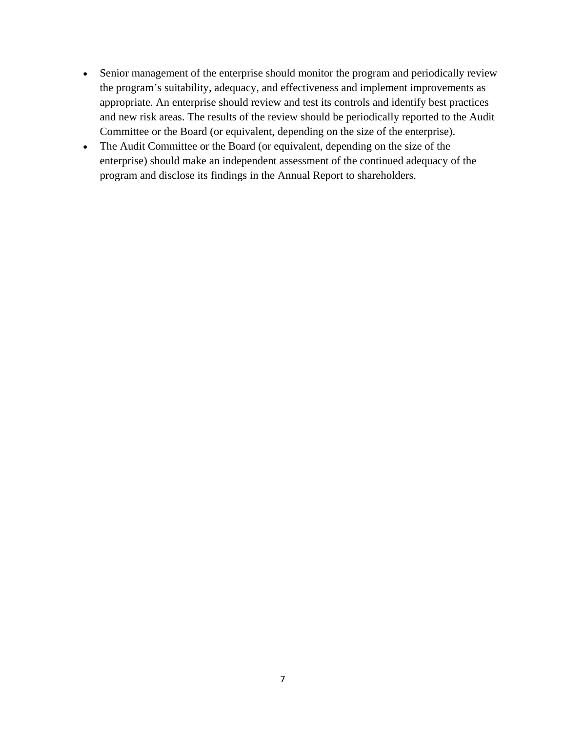- Senior management of the enterprise should monitor the program and periodically review the program's suitability, adequacy, and effectiveness and implement improvements as appropriate. An enterprise should review and test its controls and identify best practices and new risk areas. The results of the review should be periodically reported to the Audit Committee or the Board (or equivalent, depending on the size of the enterprise).
- The Audit Committee or the Board (or equivalent, depending on the size of the enterprise) should make an independent assessment of the continued adequacy of the program and disclose its findings in the Annual Report to shareholders.